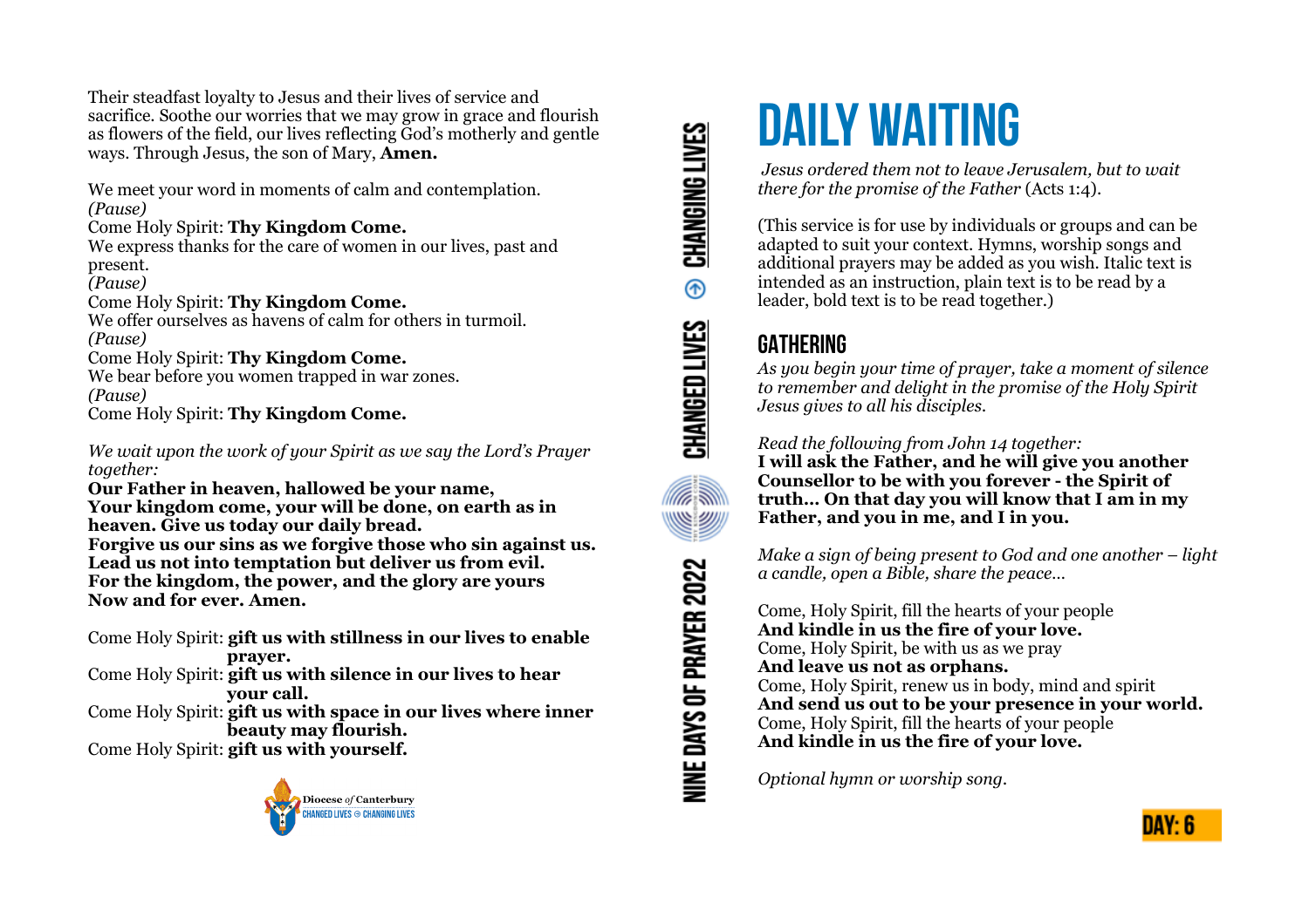Their steadfast loyalty to Jesus and their lives of service and sacrifice. Soothe our worries that we may grow in grace and flourish as flowers of the field, our lives reflecting God's motherly and gentle ways. Through Jesus, the son of Mary, **Amen.**

We meet your word in moments of calm and contemplation.
*(Pause)*
Come Holy Spirit: **Thy Kingdom Come.**
We express thanks for the care of women in our lives, past and present.
*(Pause)*
Come Holy Spirit: **Thy Kingdom Come.**
We offer ourselves as havens of calm for others in turmoil.
*(Pause)*
Come Holy Spirit: **Thy Kingdom Come.**
We bear before you women trapped in war zones.
*(Pause)*
Come Holy Spirit: **Thy Kingdom Come.**

*We wait upon the work of your Spirit as we say the Lord's Prayer together:*
**Our Father in heaven, hallowed be your name,**
**Your kingdom come, your will be done, on earth as in heaven. Give us today our daily bread.**
**Forgive us our sins as we forgive those who sin against us.**
**Lead us not into temptation but deliver us from evil.**
**For the kingdom, the power, and the glory are yours**
**Now and for ever. Amen.**

Come Holy Spirit: **gift us with stillness in our lives to enable prayer.**
Come Holy Spirit: **gift us with silence in our lives to hear your call.**
Come Holy Spirit: **gift us with space in our lives where inner beauty may flourish.**
Come Holy Spirit: **gift us with yourself.**

Diocese *of* Canterbury
CHANGED LIVES CHANGING LIVES

NINE DAYS OF PRAYER 2022 CHANGED LIVES CHANGING LIVES

# DAILY WAITING

*Jesus ordered them not to leave Jerusalem, but to wait there for the promise of the Father* (Acts 1:4).

(This service is for use by individuals or groups and can be adapted to suit your context. Hymns, worship songs and additional prayers may be added as you wish. Italic text is intended as an instruction, plain text is to be read by a leader, bold text is to be read together.)

## GATHERING

*As you begin your time of prayer, take a moment of silence to remember and delight in the promise of the Holy Spirit Jesus gives to all his disciples.*

*Read the following from John 14 together:*
**I will ask the Father, and he will give you another Counsellor to be with you forever - the Spirit of truth… On that day you will know that I am in my Father, and you in me, and I in you.**

*Make a sign of being present to God and one another – light a candle, open a Bible, share the peace…*

Come, Holy Spirit, fill the hearts of your people
**And kindle in us the fire of your love.**
Come, Holy Spirit, be with us as we pray
**And leave us not as orphans.**
Come, Holy Spirit, renew us in body, mind and spirit
**And send us out to be your presence in your world.**
Come, Holy Spirit, fill the hearts of your people
**And kindle in us the fire of your love.**

*Optional hymn or worship song.*

DAY: 6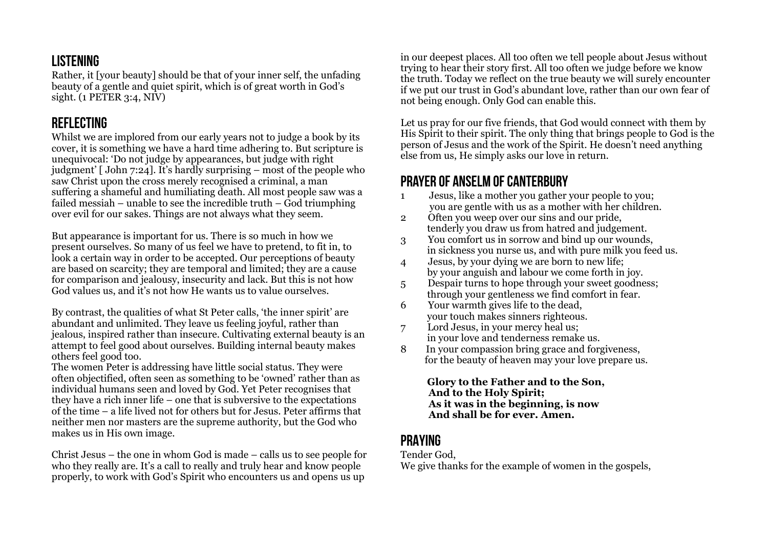## LISTENING

Rather, it [your beauty] should be that of your inner self, the unfading beauty of a gentle and quiet spirit, which is of great worth in God's sight. (1 PETER 3:4, NIV)

## REFLECTING

Whilst we are implored from our early years not to judge a book by its cover, it is something we have a hard time adhering to. But scripture is unequivocal: 'Do not judge by appearances, but judge with right judgment' [ John 7:24]. It's hardly surprising – most of the people who saw Christ upon the cross merely recognised a criminal, a man suffering a shameful and humiliating death. All most people saw was a failed messiah – unable to see the incredible truth – God triumphing over evil for our sakes. Things are not always what they seem.

But appearance is important for us. There is so much in how we present ourselves. So many of us feel we have to pretend, to fit in, to look a certain way in order to be accepted. Our perceptions of beauty are based on scarcity; they are temporal and limited; they are a cause for comparison and jealousy, insecurity and lack. But this is not how God values us, and it's not how He wants us to value ourselves.

By contrast, the qualities of what St Peter calls, 'the inner spirit' are abundant and unlimited. They leave us feeling joyful, rather than jealous, inspired rather than insecure. Cultivating external beauty is an attempt to feel good about ourselves. Building internal beauty makes others feel good too.

The women Peter is addressing have little social status. They were often objectified, often seen as something to be 'owned' rather than as individual humans seen and loved by God. Yet Peter recognises that they have a rich inner life – one that is subversive to the expectations of the time – a life lived not for others but for Jesus. Peter affirms that neither men nor masters are the supreme authority, but the God who makes us in His own image.

Christ Jesus – the one in whom God is made – calls us to see people for who they really are. It's a call to really and truly hear and know people properly, to work with God's Spirit who encounters us and opens us up in our deepest places. All too often we tell people about Jesus without trying to hear their story first. All too often we judge before we know the truth. Today we reflect on the true beauty we will surely encounter if we put our trust in God's abundant love, rather than our own fear of not being enough. Only God can enable this.

Let us pray for our five friends, that God would connect with them by His Spirit to their spirit. The only thing that brings people to God is the person of Jesus and the work of the Spirit. He doesn't need anything else from us, He simply asks our love in return.

## PRAYER OF ANSELM OF CANTERBURY

1 Jesus, like a mother you gather your people to you;
you are gentle with us as a mother with her children.

2 Often you weep over our sins and our pride,
tenderly you draw us from hatred and judgement.

3 You comfort us in sorrow and bind up our wounds,
in sickness you nurse us, and with pure milk you feed us.

4 Jesus, by your dying we are born to new life;
by your anguish and labour we come forth in joy.

5 Despair turns to hope through your sweet goodness;
through your gentleness we find comfort in fear.

6 Your warmth gives life to the dead,
your touch makes sinners righteous.

7 Lord Jesus, in your mercy heal us;
in your love and tenderness remake us.

8 In your compassion bring grace and forgiveness,
for the beauty of heaven may your love prepare us.

**Glory to the Father and to the Son,
And to the Holy Spirit;
As it was in the beginning, is now
And shall be for ever. Amen.**

## PRAYING

Tender God,
We give thanks for the example of women in the gospels,